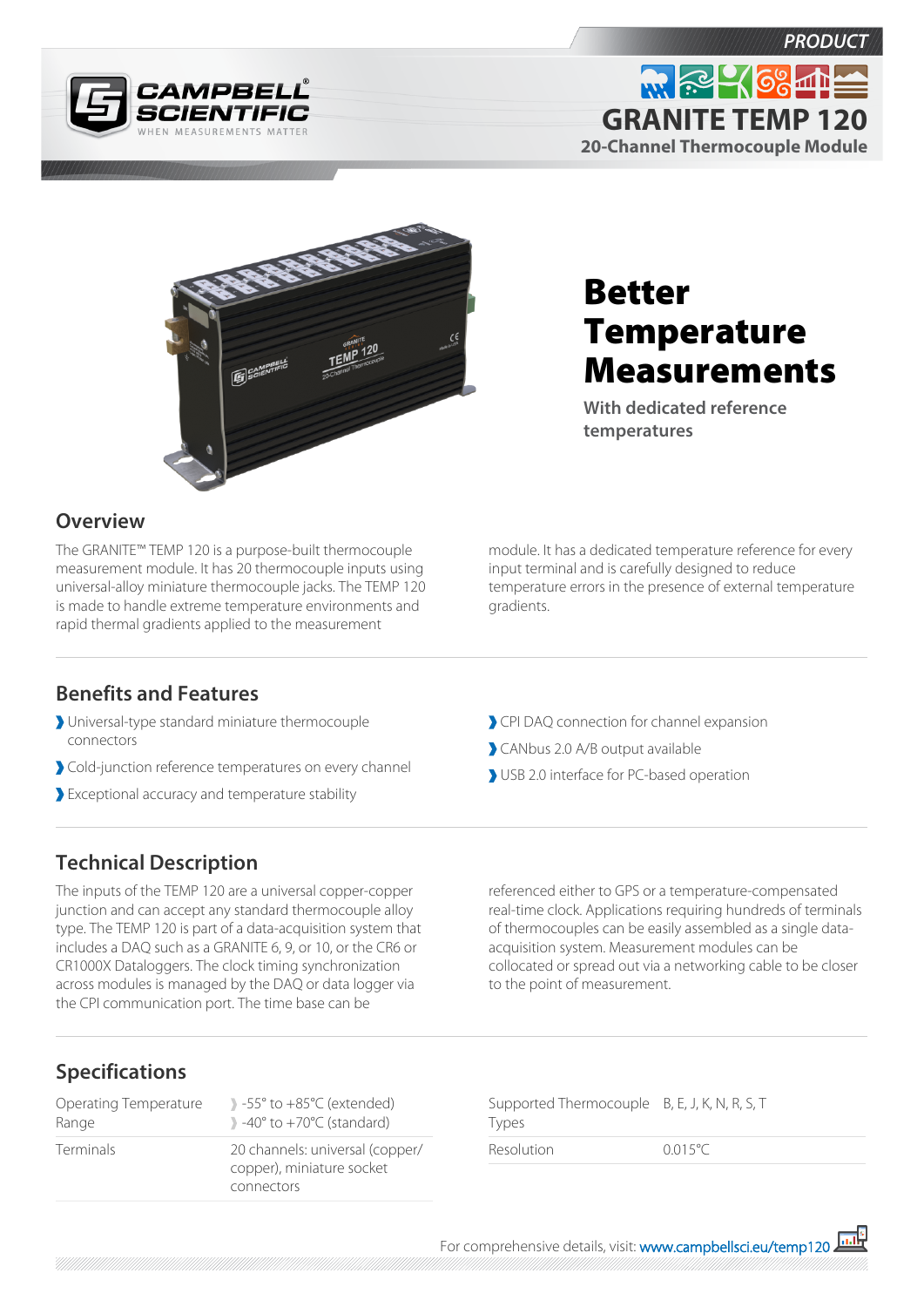PRODUCT

# GRANITE TEMP 120

## 20-Channel Thermocouple Module

# Better Temperature Measurements

**With dedicated reference temperatures**

## Overview

The GRANITE™ TEMP 120 is a purpose-built thermocouple measurement module. It has 20 thermocouple inputs using universal-alloy miniature thermocouple jacks. The TEMP 120 is made to handle extreme temperature environments and rapid thermal gradients applied to the measurement module. It has a dedicated temperature reference for every input terminal and is carefully designed to reduce temperature errors in the presence of external temperature gradients.

## Benefits and Features

- Universal-type standard miniature thermocouple connectors
- Cold-junction reference temperatures on every channel
- Exceptional accuracy and temperature stability
- CPI DAQ connection for channel expansion
- CANbus 2.0 A/B output available
- USB 2.0 interface for PC-based operation

## Technical Description

The inputs of the TEMP 120 are a universal copper-copper junction and can accept any standard thermocouple alloy type. The TEMP 120 is part of a data-acquisition system that includes a DAQ such as a GRANITE 6, 9, or 10, or the CR6 or CR1000X Dataloggers. The clock timing synchronization across modules is managed by the DAQ or data logger via the CPI communication port. The time base can be referenced either to GPS or a temperature-compensated real-time clock. Applications requiring hundreds of terminals of thermocouples can be easily assembled as a single data-acquisition system. Measurement modules can be collocated or spread out via a networking cable to be closer to the point of measurement.

## Specifications

| Specification | Value |
|---|---|
| Operating Temperature Range | -55° to +85°C (extended)<br>-40° to +70°C (standard) |
| Terminals | 20 channels: universal (copper/copper), miniature socket connectors |
| Supported Thermocouple Types | B, E, J, K, N, R, S, T |
| Resolution | 0.015°C |

For comprehensive details, visit: www.campbellsci.eu/temp120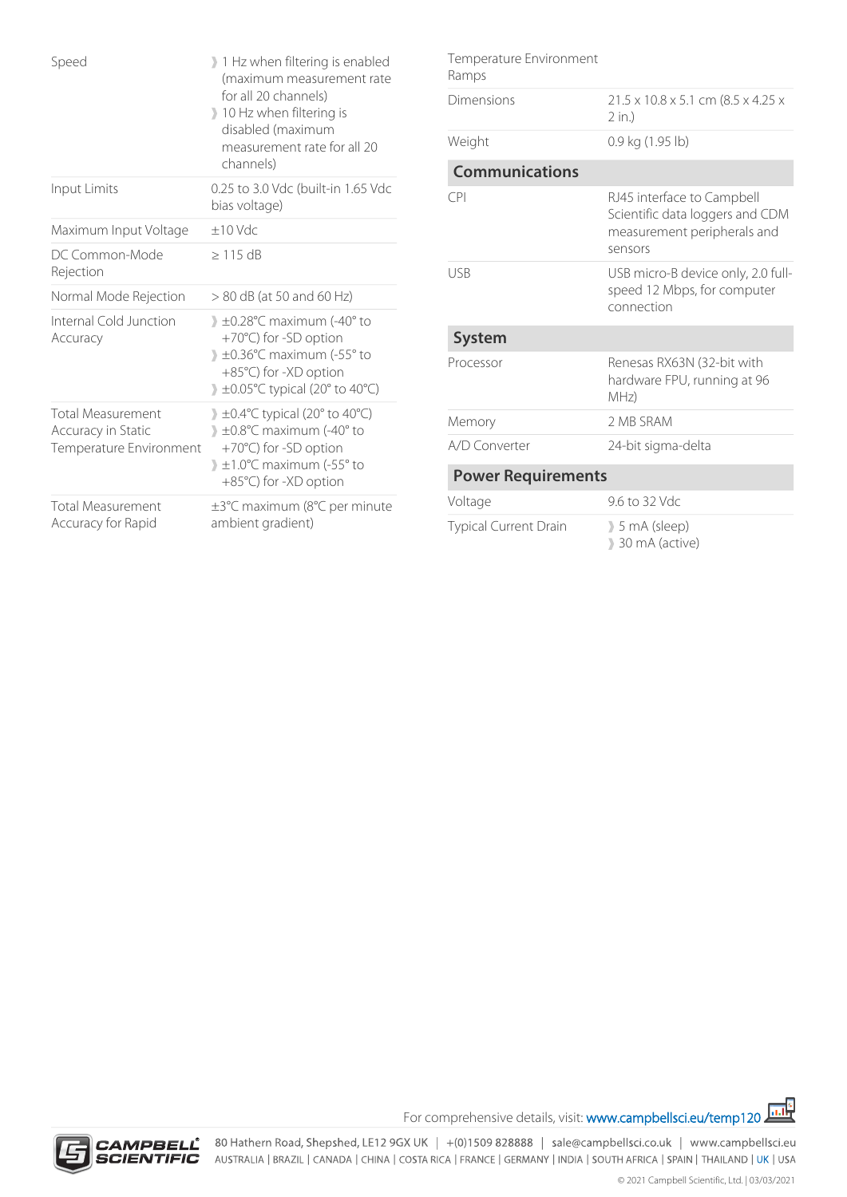| | |
|---|---|
| Speed | 1 Hz when filtering is enabled (maximum measurement rate for all 20 channels)<br>10 Hz when filtering is disabled (maximum measurement rate for all 20 channels) |
| Input Limits | 0.25 to 3.0 Vdc (built-in 1.65 Vdc bias voltage) |
| Maximum Input Voltage | ±10 Vdc |
| DC Common-Mode Rejection | ≥ 115 dB |
| Normal Mode Rejection | > 80 dB (at 50 and 60 Hz) |
| Internal Cold Junction Accuracy | ±0.28°C maximum (-40° to +70°C) for -SD option<br>±0.36°C maximum (-55° to +85°C) for -XD option<br>±0.05°C typical (20° to 40°C) |
| Total Measurement Accuracy in Static Temperature Environment | ±0.4°C typical (20° to 40°C)<br>±0.8°C maximum (-40° to +70°C) for -SD option<br>±1.0°C maximum (-55° to +85°C) for -XD option |
| Total Measurement Accuracy for Rapid Temperature Environment Ramps | ±3°C maximum (8°C per minute ambient gradient) |
| Dimensions | 21.5 x 10.8 x 5.1 cm (8.5 x 4.25 x 2 in.) |
| Weight | 0.9 kg (1.95 lb) |

## Communications

| | |
|---|---|
| CPI | RJ45 interface to Campbell Scientific data loggers and CDM measurement peripherals and sensors |
| USB | USB micro-B device only, 2.0 full-speed 12 Mbps, for computer connection |

## System

| | |
|---|---|
| Processor | Renesas RX63N (32-bit with hardware FPU, running at 96 MHz) |
| Memory | 2 MB SRAM |
| A/D Converter | 24-bit sigma-delta |

## Power Requirements

| | |
|---|---|
| Voltage | 9.6 to 32 Vdc |
| Typical Current Drain | 5 mA (sleep)<br>30 mA (active) |

For comprehensive details, visit: www.campbellsci.eu/temp120

CAMPBELL SCIENTIFIC

80 Hathern Road, Shepshed, LE12 9GX UK | +(0)1509 828888 | sale@campbellsci.co.uk | www.campbellsci.eu

AUSTRALIA | BRAZIL | CANADA | CHINA | COSTA RICA | FRANCE | GERMANY | INDIA | SOUTH AFRICA | SPAIN | THAILAND | UK | USA

© 2021 Campbell Scientific, Ltd. | 03/03/2021